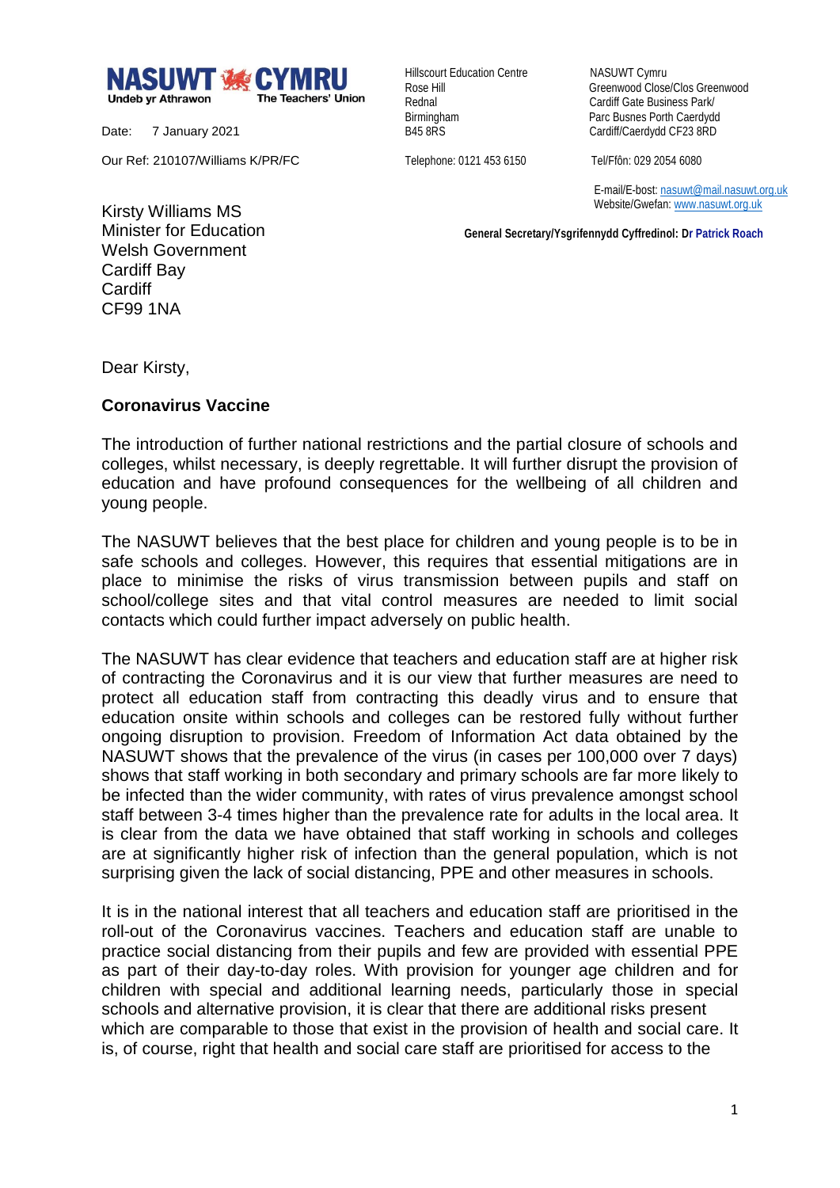**NASUWT CYMRU**
Undeb yr Athrawon — The Teachers' Union

Hillscourt Education Centre
Rose Hill
Rednal
Birmingham
B45 8RS

Telephone: 0121 453 6150

NASUWT Cymru
Greenwood Close/Clos Greenwood
Cardiff Gate Business Park/
Parc Busnes Porth Caerdydd
Cardiff/Caerdydd CF23 8RD

Tel/Ffôn: 029 2054 6080

E-mail/E-bost: nasuwt@mail.nasuwt.org.uk
Website/Gwefan: www.nasuwt.org.uk

**General Secretary/Ysgrifennydd Cyffredinol: Dr Patrick Roach**

Date: 7 January 2021

Our Ref: 210107/Williams K/PR/FC

Kirsty Williams MS
Minister for Education
Welsh Government
Cardiff Bay
Cardiff
CF99 1NA

Dear Kirsty,

**Coronavirus Vaccine**

The introduction of further national restrictions and the partial closure of schools and colleges, whilst necessary, is deeply regrettable. It will further disrupt the provision of education and have profound consequences for the wellbeing of all children and young people.

The NASUWT believes that the best place for children and young people is to be in safe schools and colleges. However, this requires that essential mitigations are in place to minimise the risks of virus transmission between pupils and staff on school/college sites and that vital control measures are needed to limit social contacts which could further impact adversely on public health.

The NASUWT has clear evidence that teachers and education staff are at higher risk of contracting the Coronavirus and it is our view that further measures are need to protect all education staff from contracting this deadly virus and to ensure that education onsite within schools and colleges can be restored fully without further ongoing disruption to provision. Freedom of Information Act data obtained by the NASUWT shows that the prevalence of the virus (in cases per 100,000 over 7 days) shows that staff working in both secondary and primary schools are far more likely to be infected than the wider community, with rates of virus prevalence amongst school staff between 3-4 times higher than the prevalence rate for adults in the local area. It is clear from the data we have obtained that staff working in schools and colleges are at significantly higher risk of infection than the general population, which is not surprising given the lack of social distancing, PPE and other measures in schools.

It is in the national interest that all teachers and education staff are prioritised in the roll-out of the Coronavirus vaccines. Teachers and education staff are unable to practice social distancing from their pupils and few are provided with essential PPE as part of their day-to-day roles. With provision for younger age children and for children with special and additional learning needs, particularly those in special schools and alternative provision, it is clear that there are additional risks present which are comparable to those that exist in the provision of health and social care. It is, of course, right that health and social care staff are prioritised for access to the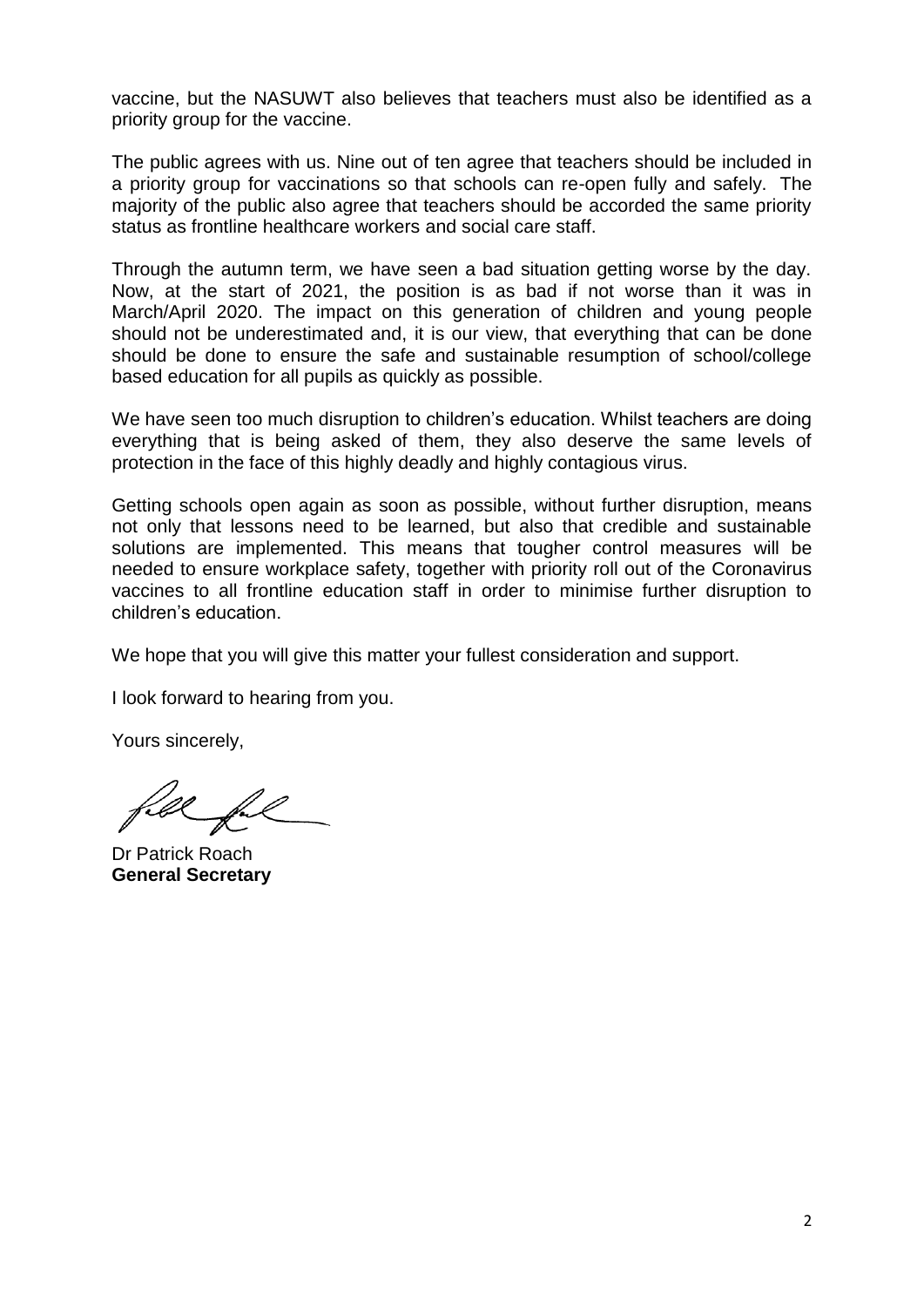vaccine, but the NASUWT also believes that teachers must also be identified as a priority group for the vaccine.

The public agrees with us. Nine out of ten agree that teachers should be included in a priority group for vaccinations so that schools can re-open fully and safely. The majority of the public also agree that teachers should be accorded the same priority status as frontline healthcare workers and social care staff.

Through the autumn term, we have seen a bad situation getting worse by the day. Now, at the start of 2021, the position is as bad if not worse than it was in March/April 2020. The impact on this generation of children and young people should not be underestimated and, it is our view, that everything that can be done should be done to ensure the safe and sustainable resumption of school/college based education for all pupils as quickly as possible.

We have seen too much disruption to children's education. Whilst teachers are doing everything that is being asked of them, they also deserve the same levels of protection in the face of this highly deadly and highly contagious virus.

Getting schools open again as soon as possible, without further disruption, means not only that lessons need to be learned, but also that credible and sustainable solutions are implemented. This means that tougher control measures will be needed to ensure workplace safety, together with priority roll out of the Coronavirus vaccines to all frontline education staff in order to minimise further disruption to children's education.

We hope that you will give this matter your fullest consideration and support.

I look forward to hearing from you.

Yours sincerely,

Dr Patrick Roach
**General Secretary**